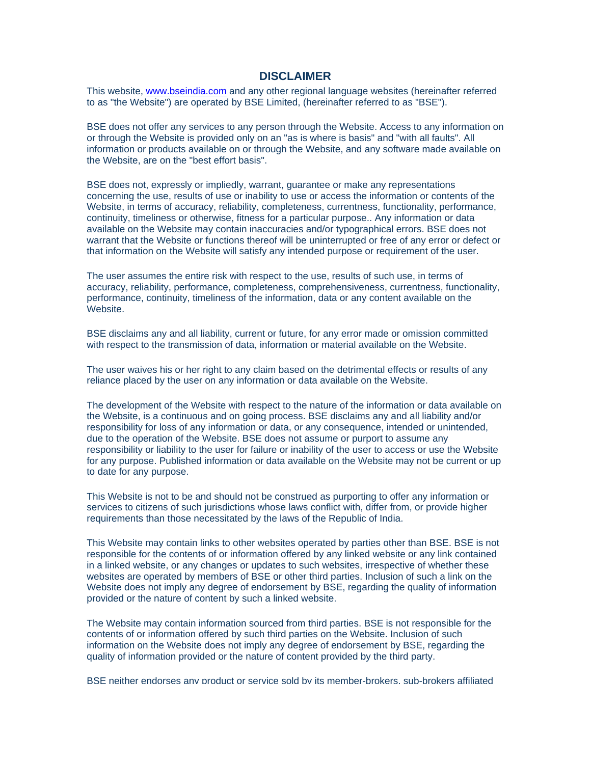# DISCLAIMER

This website, www.bseindia.com and any other regional language websites (hereinafter referred to as "the Website") are operated by BSE Limited, (hereinafter referred to as "BSE").

BSE does not offer any services to any person through the Website. Access to any information on or through the Website is provided only on an "as is where is basis" and "with all faults". All information or products available on or through the Website, and any software made available on the Website, are on the "best effort basis".

BSE does not, expressly or impliedly, warrant, guarantee or make any representations concerning the use, results of use or inability to use or access the information or contents of the Website, in terms of accuracy, reliability, completeness, currentness, functionality, performance, continuity, timeliness or otherwise, fitness for a particular purpose.. Any information or data available on the Website may contain inaccuracies and/or typographical errors. BSE does not warrant that the Website or functions thereof will be uninterrupted or free of any error or defect or that information on the Website will satisfy any intended purpose or requirement of the user.

The user assumes the entire risk with respect to the use, results of such use, in terms of accuracy, reliability, performance, completeness, comprehensiveness, currentness, functionality, performance, continuity, timeliness of the information, data or any content available on the Website.

BSE disclaims any and all liability, current or future, for any error made or omission committed with respect to the transmission of data, information or material available on the Website.

The user waives his or her right to any claim based on the detrimental effects or results of any reliance placed by the user on any information or data available on the Website.

The development of the Website with respect to the nature of the information or data available on the Website, is a continuous and on going process. BSE disclaims any and all liability and/or responsibility for loss of any information or data, or any consequence, intended or unintended, due to the operation of the Website. BSE does not assume or purport to assume any responsibility or liability to the user for failure or inability of the user to access or use the Website for any purpose. Published information or data available on the Website may not be current or up to date for any purpose.

This Website is not to be and should not be construed as purporting to offer any information or services to citizens of such jurisdictions whose laws conflict with, differ from, or provide higher requirements than those necessitated by the laws of the Republic of India.

This Website may contain links to other websites operated by parties other than BSE. BSE is not responsible for the contents of or information offered by any linked website or any link contained in a linked website, or any changes or updates to such websites, irrespective of whether these websites are operated by members of BSE or other third parties. Inclusion of such a link on the Website does not imply any degree of endorsement by BSE, regarding the quality of information provided or the nature of content by such a linked website.

The Website may contain information sourced from third parties. BSE is not responsible for the contents of or information offered by such third parties on the Website. Inclusion of such information on the Website does not imply any degree of endorsement by BSE, regarding the quality of information provided or the nature of content provided by the third party.

BSE neither endorses any product or service sold by its member-brokers, sub-brokers affiliated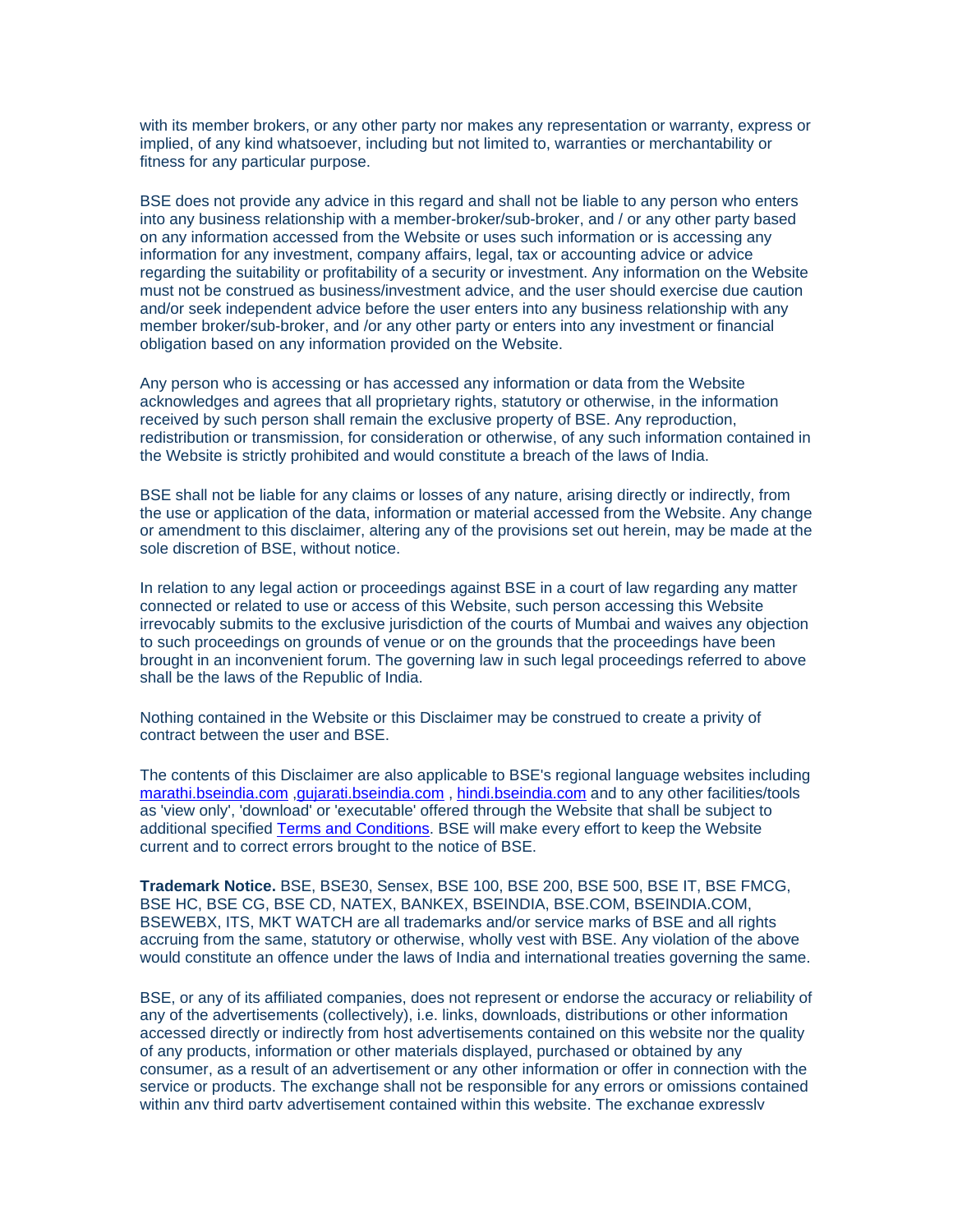with its member brokers, or any other party nor makes any representation or warranty, express or implied, of any kind whatsoever, including but not limited to, warranties or merchantability or fitness for any particular purpose.

BSE does not provide any advice in this regard and shall not be liable to any person who enters into any business relationship with a member-broker/sub-broker, and / or any other party based on any information accessed from the Website or uses such information or is accessing any information for any investment, company affairs, legal, tax or accounting advice or advice regarding the suitability or profitability of a security or investment. Any information on the Website must not be construed as business/investment advice, and the user should exercise due caution and/or seek independent advice before the user enters into any business relationship with any member broker/sub-broker, and /or any other party or enters into any investment or financial obligation based on any information provided on the Website.

Any person who is accessing or has accessed any information or data from the Website acknowledges and agrees that all proprietary rights, statutory or otherwise, in the information received by such person shall remain the exclusive property of BSE. Any reproduction, redistribution or transmission, for consideration or otherwise, of any such information contained in the Website is strictly prohibited and would constitute a breach of the laws of India.

BSE shall not be liable for any claims or losses of any nature, arising directly or indirectly, from the use or application of the data, information or material accessed from the Website. Any change or amendment to this disclaimer, altering any of the provisions set out herein, may be made at the sole discretion of BSE, without notice.

In relation to any legal action or proceedings against BSE in a court of law regarding any matter connected or related to use or access of this Website, such person accessing this Website irrevocably submits to the exclusive jurisdiction of the courts of Mumbai and waives any objection to such proceedings on grounds of venue or on the grounds that the proceedings have been brought in an inconvenient forum. The governing law in such legal proceedings referred to above shall be the laws of the Republic of India.

Nothing contained in the Website or this Disclaimer may be construed to create a privity of contract between the user and BSE.

The contents of this Disclaimer are also applicable to BSE's regional language websites including marathi.bseindia.com ,gujarati.bseindia.com , hindi.bseindia.com and to any other facilities/tools as 'view only', 'download' or 'executable' offered through the Website that shall be subject to additional specified Terms and Conditions. BSE will make every effort to keep the Website current and to correct errors brought to the notice of BSE.

**Trademark Notice.** BSE, BSE30, Sensex, BSE 100, BSE 200, BSE 500, BSE IT, BSE FMCG, BSE HC, BSE CG, BSE CD, NATEX, BANKEX, BSEINDIA, BSE.COM, BSEINDIA.COM, BSEWEBX, ITS, MKT WATCH are all trademarks and/or service marks of BSE and all rights accruing from the same, statutory or otherwise, wholly vest with BSE. Any violation of the above would constitute an offence under the laws of India and international treaties governing the same.

BSE, or any of its affiliated companies, does not represent or endorse the accuracy or reliability of any of the advertisements (collectively), i.e. links, downloads, distributions or other information accessed directly or indirectly from host advertisements contained on this website nor the quality of any products, information or other materials displayed, purchased or obtained by any consumer, as a result of an advertisement or any other information or offer in connection with the service or products. The exchange shall not be responsible for any errors or omissions contained within any third party advertisement contained within this website. The exchange expressly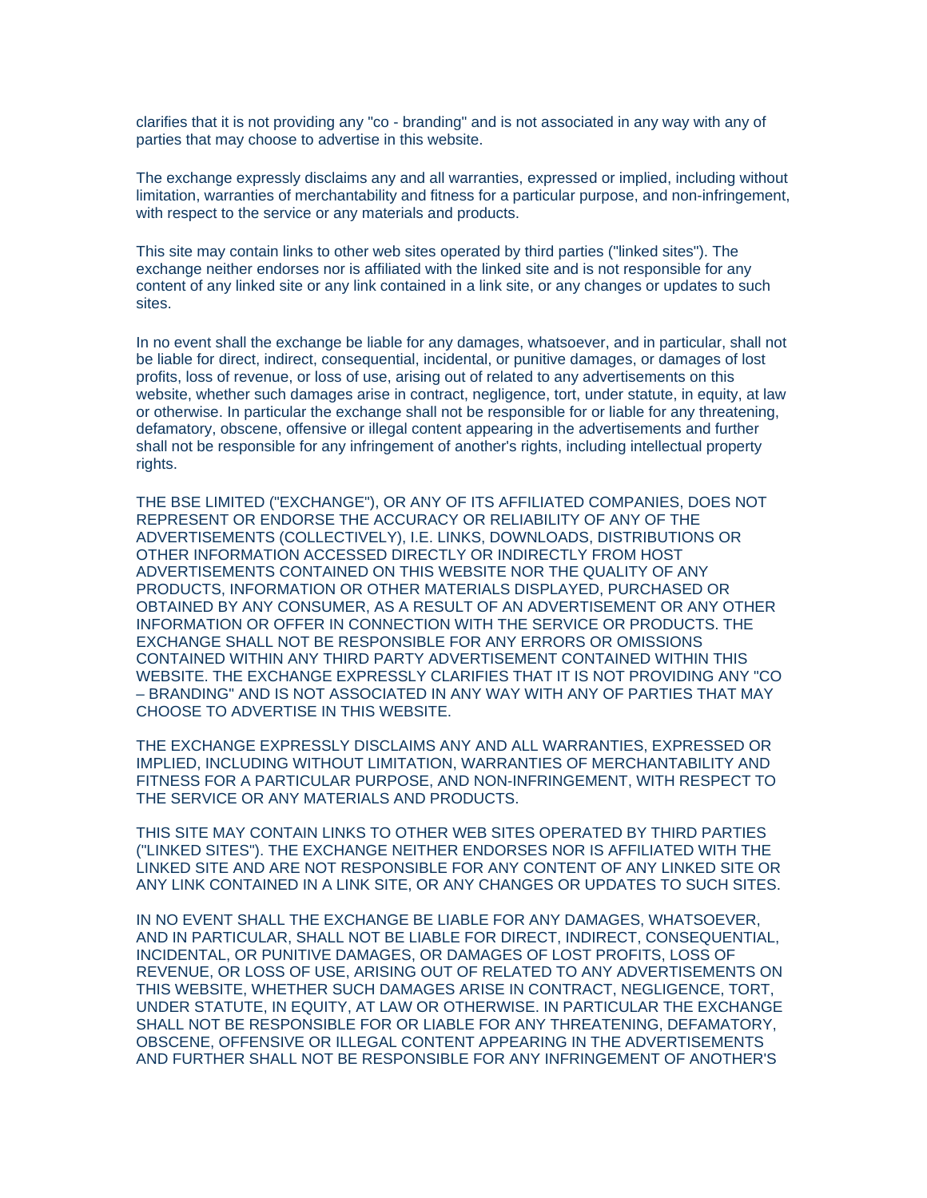clarifies that it is not providing any "co - branding" and is not associated in any way with any of parties that may choose to advertise in this website.

The exchange expressly disclaims any and all warranties, expressed or implied, including without limitation, warranties of merchantability and fitness for a particular purpose, and non-infringement, with respect to the service or any materials and products.

This site may contain links to other web sites operated by third parties ("linked sites"). The exchange neither endorses nor is affiliated with the linked site and is not responsible for any content of any linked site or any link contained in a link site, or any changes or updates to such sites.

In no event shall the exchange be liable for any damages, whatsoever, and in particular, shall not be liable for direct, indirect, consequential, incidental, or punitive damages, or damages of lost profits, loss of revenue, or loss of use, arising out of related to any advertisements on this website, whether such damages arise in contract, negligence, tort, under statute, in equity, at law or otherwise. In particular the exchange shall not be responsible for or liable for any threatening, defamatory, obscene, offensive or illegal content appearing in the advertisements and further shall not be responsible for any infringement of another's rights, including intellectual property rights.

THE BSE LIMITED ("EXCHANGE"), OR ANY OF ITS AFFILIATED COMPANIES, DOES NOT REPRESENT OR ENDORSE THE ACCURACY OR RELIABILITY OF ANY OF THE ADVERTISEMENTS (COLLECTIVELY), I.E. LINKS, DOWNLOADS, DISTRIBUTIONS OR OTHER INFORMATION ACCESSED DIRECTLY OR INDIRECTLY FROM HOST ADVERTISEMENTS CONTAINED ON THIS WEBSITE NOR THE QUALITY OF ANY PRODUCTS, INFORMATION OR OTHER MATERIALS DISPLAYED, PURCHASED OR OBTAINED BY ANY CONSUMER, AS A RESULT OF AN ADVERTISEMENT OR ANY OTHER INFORMATION OR OFFER IN CONNECTION WITH THE SERVICE OR PRODUCTS. THE EXCHANGE SHALL NOT BE RESPONSIBLE FOR ANY ERRORS OR OMISSIONS CONTAINED WITHIN ANY THIRD PARTY ADVERTISEMENT CONTAINED WITHIN THIS WEBSITE. THE EXCHANGE EXPRESSLY CLARIFIES THAT IT IS NOT PROVIDING ANY "CO – BRANDING" AND IS NOT ASSOCIATED IN ANY WAY WITH ANY OF PARTIES THAT MAY CHOOSE TO ADVERTISE IN THIS WEBSITE.

THE EXCHANGE EXPRESSLY DISCLAIMS ANY AND ALL WARRANTIES, EXPRESSED OR IMPLIED, INCLUDING WITHOUT LIMITATION, WARRANTIES OF MERCHANTABILITY AND FITNESS FOR A PARTICULAR PURPOSE, AND NON-INFRINGEMENT, WITH RESPECT TO THE SERVICE OR ANY MATERIALS AND PRODUCTS.

THIS SITE MAY CONTAIN LINKS TO OTHER WEB SITES OPERATED BY THIRD PARTIES ("LINKED SITES"). THE EXCHANGE NEITHER ENDORSES NOR IS AFFILIATED WITH THE LINKED SITE AND ARE NOT RESPONSIBLE FOR ANY CONTENT OF ANY LINKED SITE OR ANY LINK CONTAINED IN A LINK SITE, OR ANY CHANGES OR UPDATES TO SUCH SITES.

IN NO EVENT SHALL THE EXCHANGE BE LIABLE FOR ANY DAMAGES, WHATSOEVER, AND IN PARTICULAR, SHALL NOT BE LIABLE FOR DIRECT, INDIRECT, CONSEQUENTIAL, INCIDENTAL, OR PUNITIVE DAMAGES, OR DAMAGES OF LOST PROFITS, LOSS OF REVENUE, OR LOSS OF USE, ARISING OUT OF RELATED TO ANY ADVERTISEMENTS ON THIS WEBSITE, WHETHER SUCH DAMAGES ARISE IN CONTRACT, NEGLIGENCE, TORT, UNDER STATUTE, IN EQUITY, AT LAW OR OTHERWISE. IN PARTICULAR THE EXCHANGE SHALL NOT BE RESPONSIBLE FOR OR LIABLE FOR ANY THREATENING, DEFAMATORY, OBSCENE, OFFENSIVE OR ILLEGAL CONTENT APPEARING IN THE ADVERTISEMENTS AND FURTHER SHALL NOT BE RESPONSIBLE FOR ANY INFRINGEMENT OF ANOTHER'S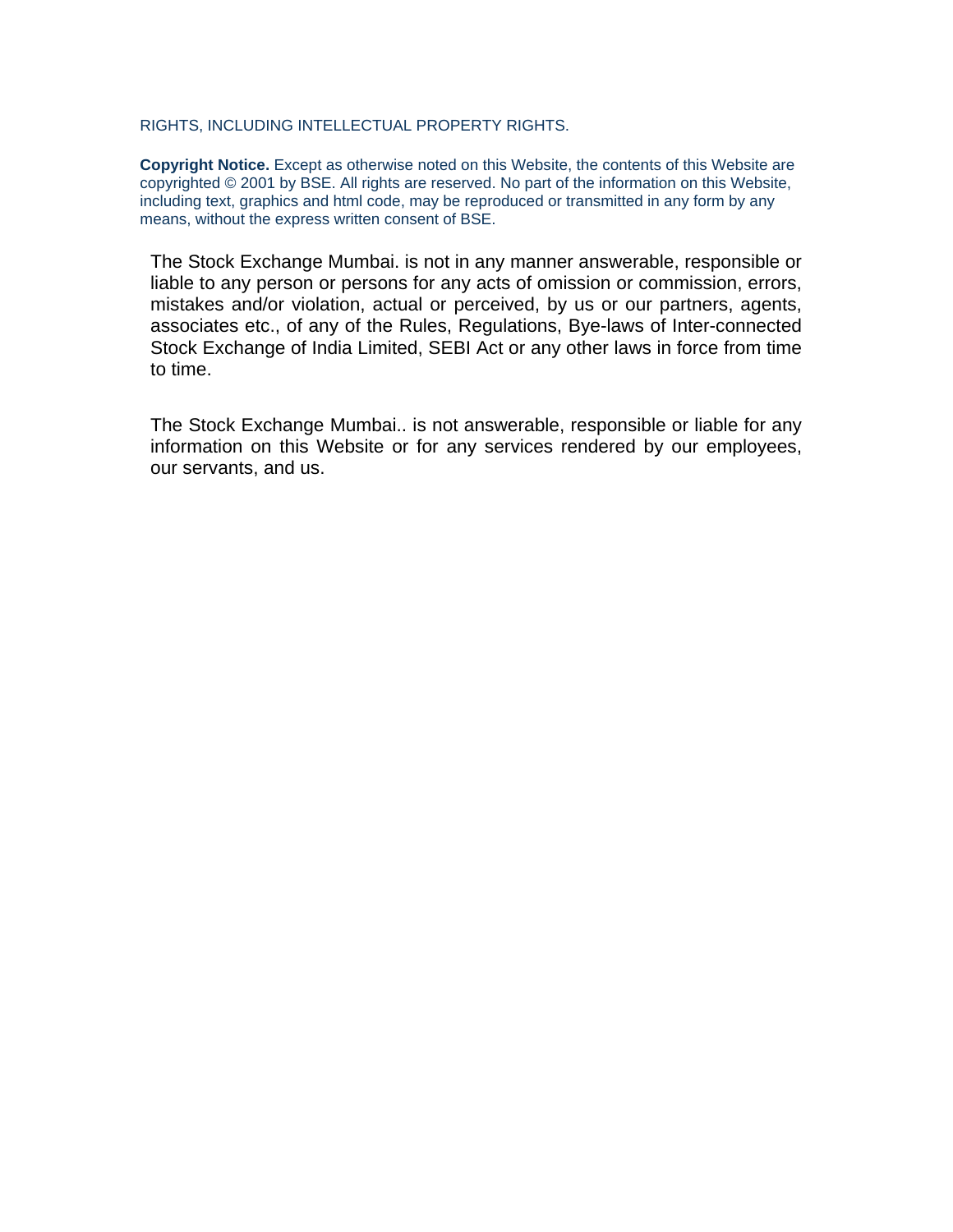RIGHTS, INCLUDING INTELLECTUAL PROPERTY RIGHTS.

**Copyright Notice.** Except as otherwise noted on this Website, the contents of this Website are copyrighted © 2001 by BSE. All rights are reserved. No part of the information on this Website, including text, graphics and html code, may be reproduced or transmitted in any form by any means, without the express written consent of BSE.

The Stock Exchange Mumbai. is not in any manner answerable, responsible or liable to any person or persons for any acts of omission or commission, errors, mistakes and/or violation, actual or perceived, by us or our partners, agents, associates etc., of any of the Rules, Regulations, Bye-laws of Inter-connected Stock Exchange of India Limited, SEBI Act or any other laws in force from time to time.

The Stock Exchange Mumbai.. is not answerable, responsible or liable for any information on this Website or for any services rendered by our employees, our servants, and us.